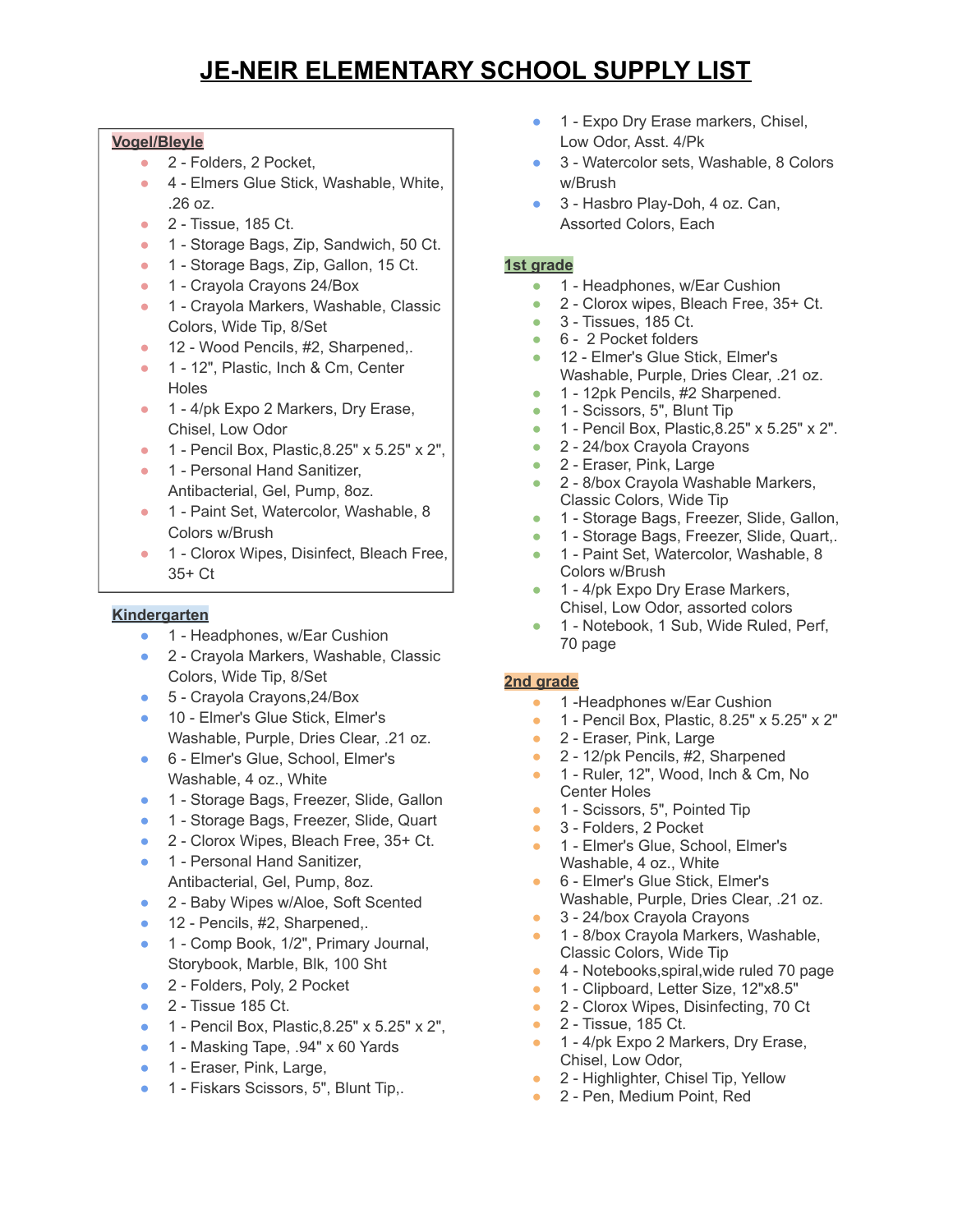# JE-NEIR ELEMENTARY SCHOOL SUPPLY LIST

## Vogel/Bleyle

- 2 - Folders, 2 Pocket,
- 4 - Elmers Glue Stick, Washable, White, .26 oz.
- 2 - Tissue, 185 Ct.
- 1 - Storage Bags, Zip, Sandwich, 50 Ct.
- 1 - Storage Bags, Zip, Gallon, 15 Ct.
- 1 - Crayola Crayons 24/Box
- 1 - Crayola Markers, Washable, Classic Colors, Wide Tip, 8/Set
- 12 - Wood Pencils, #2, Sharpened,.
- 1 - 12", Plastic, Inch & Cm, Center Holes
- 1 - 4/pk Expo 2 Markers, Dry Erase, Chisel, Low Odor
- 1 - Pencil Box, Plastic,8.25" x 5.25" x 2",
- 1 - Personal Hand Sanitizer, Antibacterial, Gel, Pump, 8oz.
- 1 - Paint Set, Watercolor, Washable, 8 Colors w/Brush
- 1 - Clorox Wipes, Disinfect, Bleach Free, 35+ Ct

## Kindergarten

- 1 - Headphones, w/Ear Cushion
- 2 - Crayola Markers, Washable, Classic Colors, Wide Tip, 8/Set
- 5 - Crayola Crayons,24/Box
- 10 - Elmer's Glue Stick, Elmer's Washable, Purple, Dries Clear, .21 oz.
- 6 - Elmer's Glue, School, Elmer's Washable, 4 oz., White
- 1 - Storage Bags, Freezer, Slide, Gallon
- 1 - Storage Bags, Freezer, Slide, Quart
- 2 - Clorox Wipes, Bleach Free, 35+ Ct.
- 1 - Personal Hand Sanitizer, Antibacterial, Gel, Pump, 8oz.
- 2 - Baby Wipes w/Aloe, Soft Scented
- 12 - Pencils, #2, Sharpened,.
- 1 - Comp Book, 1/2", Primary Journal, Storybook, Marble, Blk, 100 Sht
- 2 - Folders, Poly, 2 Pocket
- 2 - Tissue 185 Ct.
- 1 - Pencil Box, Plastic,8.25" x 5.25" x 2",
- 1 - Masking Tape, .94" x 60 Yards
- 1 - Eraser, Pink, Large,
- 1 - Fiskars Scissors, 5", Blunt Tip,.
- 1 - Expo Dry Erase markers, Chisel, Low Odor, Asst. 4/Pk
- 3 - Watercolor sets, Washable, 8 Colors w/Brush
- 3 - Hasbro Play-Doh, 4 oz. Can, Assorted Colors, Each

## 1st grade

- 1 - Headphones, w/Ear Cushion
- 2 - Clorox wipes, Bleach Free, 35+ Ct.
- 3 - Tissues, 185 Ct.
- 6 - 2 Pocket folders
- 12 - Elmer's Glue Stick, Elmer's Washable, Purple, Dries Clear, .21 oz.
- 1 - 12pk Pencils, #2 Sharpened.
- 1 - Scissors, 5", Blunt Tip
- 1 - Pencil Box, Plastic,8.25" x 5.25" x 2".
- 2 - 24/box Crayola Crayons
- 2 - Eraser, Pink, Large
- 2 - 8/box Crayola Washable Markers, Classic Colors, Wide Tip
- 1 - Storage Bags, Freezer, Slide, Gallon,
- 1 - Storage Bags, Freezer, Slide, Quart,.
- 1 - Paint Set, Watercolor, Washable, 8 Colors w/Brush
- 1 - 4/pk Expo Dry Erase Markers, Chisel, Low Odor, assorted colors
- 1 - Notebook, 1 Sub, Wide Ruled, Perf, 70 page

## 2nd grade

- 1 -Headphones w/Ear Cushion
- 1 - Pencil Box, Plastic, 8.25" x 5.25" x 2"
- 2 - Eraser, Pink, Large
- 2 - 12/pk Pencils, #2, Sharpened
- 1 - Ruler, 12", Wood, Inch & Cm, No Center Holes
- 1 - Scissors, 5", Pointed Tip
- 3 - Folders, 2 Pocket
- 1 - Elmer's Glue, School, Elmer's Washable, 4 oz., White
- 6 - Elmer's Glue Stick, Elmer's Washable, Purple, Dries Clear, .21 oz.
- 3 - 24/box Crayola Crayons
- 1 - 8/box Crayola Markers, Washable, Classic Colors, Wide Tip
- 4 - Notebooks,spiral,wide ruled 70 page
- 1 - Clipboard, Letter Size, 12"x8.5"
- 2 - Clorox Wipes, Disinfecting, 70 Ct
- 2 - Tissue, 185 Ct.
- 1 - 4/pk Expo 2 Markers, Dry Erase, Chisel, Low Odor,
- 2 - Highlighter, Chisel Tip, Yellow
- 2 - Pen, Medium Point, Red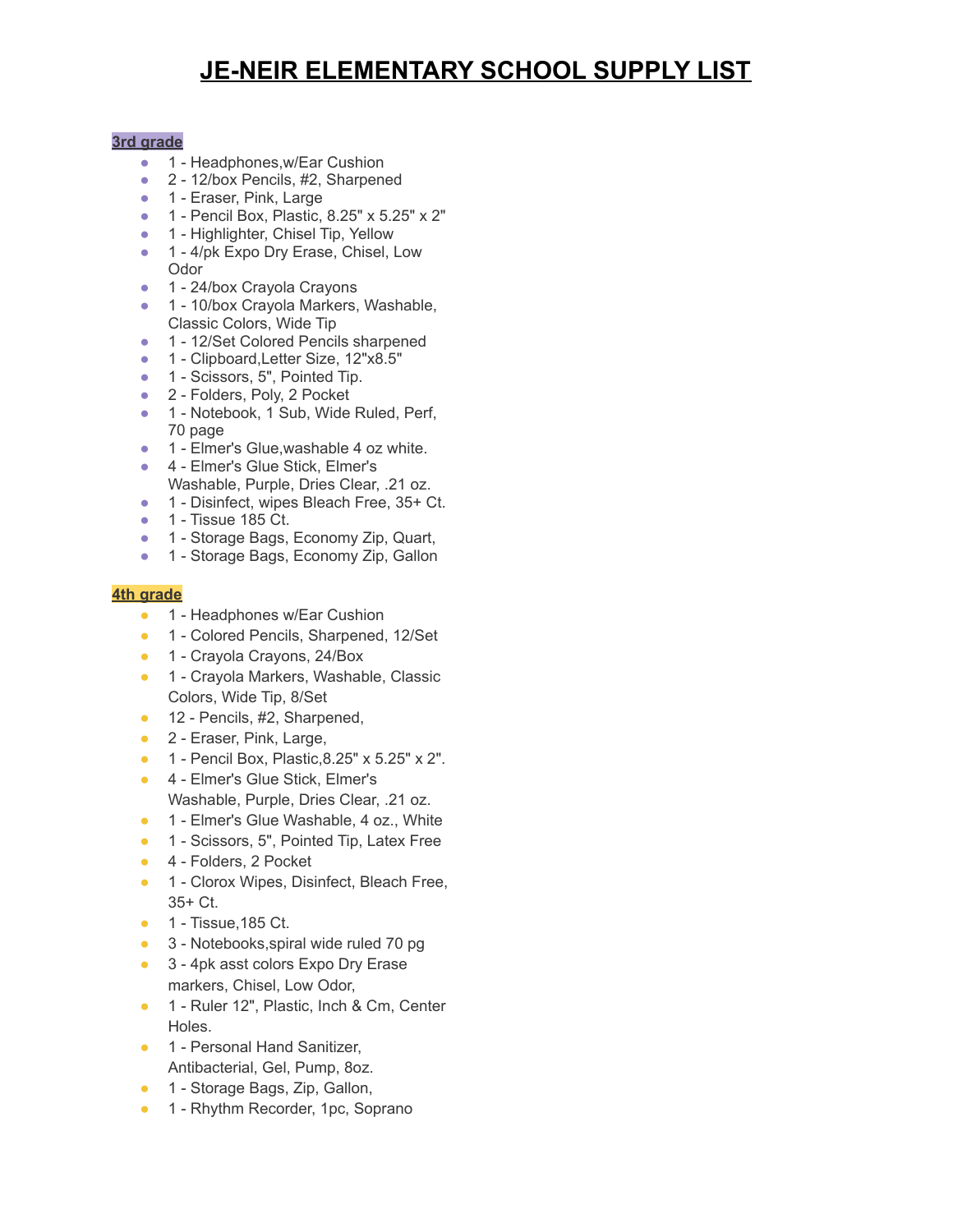# JE-NEIR ELEMENTARY SCHOOL SUPPLY LIST

**3rd grade**

- 1 - Headphones,w/Ear Cushion
- 2 - 12/box Pencils, #2, Sharpened
- 1 - Eraser, Pink, Large
- 1 - Pencil Box, Plastic, 8.25" x 5.25" x 2"
- 1 - Highlighter, Chisel Tip, Yellow
- 1 - 4/pk Expo Dry Erase, Chisel, Low Odor
- 1 - 24/box Crayola Crayons
- 1 - 10/box Crayola Markers, Washable, Classic Colors, Wide Tip
- 1 - 12/Set Colored Pencils sharpened
- 1 - Clipboard,Letter Size, 12"x8.5"
- 1 - Scissors, 5", Pointed Tip.
- 2 - Folders, Poly, 2 Pocket
- 1 - Notebook, 1 Sub, Wide Ruled, Perf, 70 page
- 1 - Elmer's Glue,washable 4 oz white.
- 4 - Elmer's Glue Stick, Elmer's Washable, Purple, Dries Clear, .21 oz.
- 1 - Disinfect, wipes Bleach Free, 35+ Ct.
- 1 - Tissue 185 Ct.
- 1 - Storage Bags, Economy Zip, Quart,
- 1 - Storage Bags, Economy Zip, Gallon

**4th grade**

- 1 - Headphones w/Ear Cushion
- 1 - Colored Pencils, Sharpened, 12/Set
- 1 - Crayola Crayons, 24/Box
- 1 - Crayola Markers, Washable, Classic Colors, Wide Tip, 8/Set
- 12 - Pencils, #2, Sharpened,
- 2 - Eraser, Pink, Large,
- 1 - Pencil Box, Plastic,8.25" x 5.25" x 2".
- 4 - Elmer's Glue Stick, Elmer's Washable, Purple, Dries Clear, .21 oz.
- 1 - Elmer's Glue Washable, 4 oz., White
- 1 - Scissors, 5", Pointed Tip, Latex Free
- 4 - Folders, 2 Pocket
- 1 - Clorox Wipes, Disinfect, Bleach Free, 35+ Ct.
- 1 - Tissue,185 Ct.
- 3 - Notebooks,spiral wide ruled 70 pg
- 3 - 4pk asst colors Expo Dry Erase markers, Chisel, Low Odor,
- 1 - Ruler 12", Plastic, Inch & Cm, Center Holes.
- 1 - Personal Hand Sanitizer, Antibacterial, Gel, Pump, 8oz.
- 1 - Storage Bags, Zip, Gallon,
- 1 - Rhythm Recorder, 1pc, Soprano